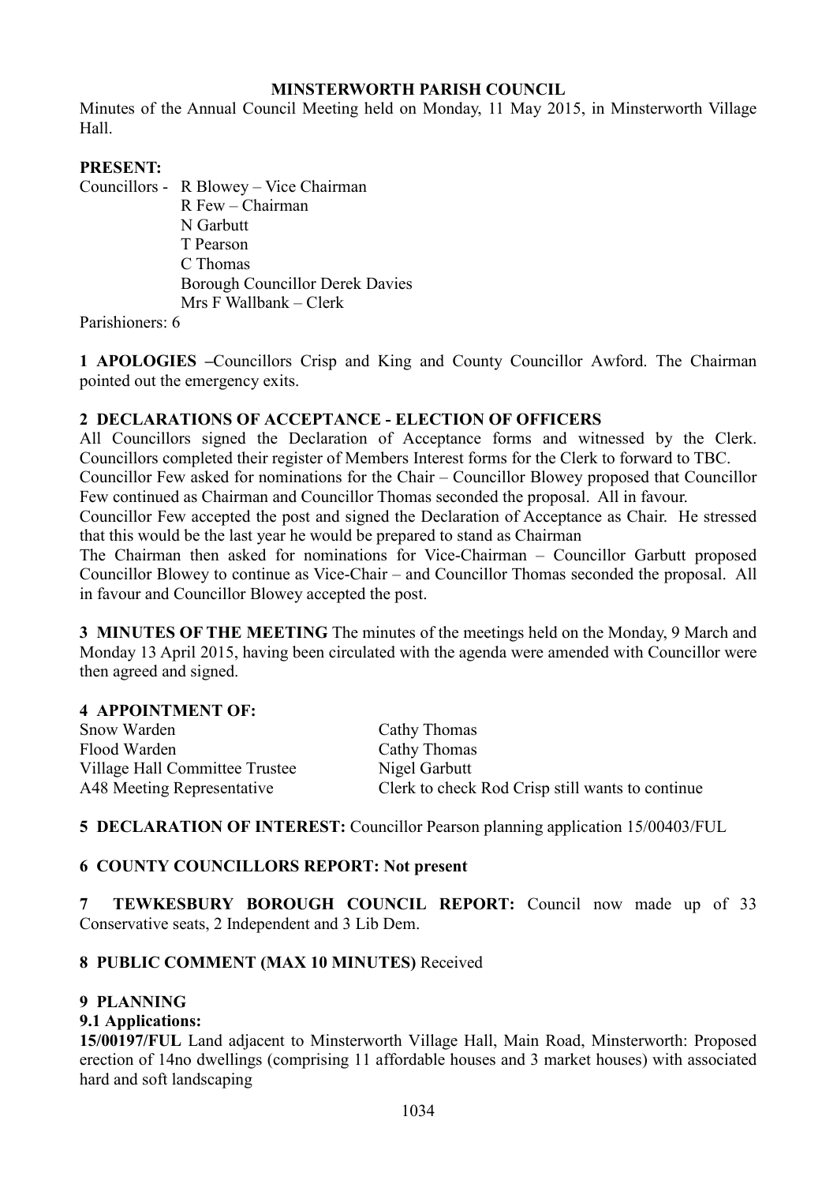# MINSTERWORTH PARISH COUNCIL

Minutes of the Annual Council Meeting held on Monday, 11 May 2015, in Minsterworth Village Hall.

**PRESENT:**

Councillors - R Blowey – Vice Chairman
R Few – Chairman
N Garbutt
T Pearson
C Thomas
Borough Councillor Derek Davies
Mrs F Wallbank – Clerk

Parishioners: 6

**1 APOLOGIES –**Councillors Crisp and King and County Councillor Awford. The Chairman pointed out the emergency exits.

**2 DECLARATIONS OF ACCEPTANCE - ELECTION OF OFFICERS**

All Councillors signed the Declaration of Acceptance forms and witnessed by the Clerk. Councillors completed their register of Members Interest forms for the Clerk to forward to TBC.

Councillor Few asked for nominations for the Chair – Councillor Blowey proposed that Councillor Few continued as Chairman and Councillor Thomas seconded the proposal. All in favour.

Councillor Few accepted the post and signed the Declaration of Acceptance as Chair. He stressed that this would be the last year he would be prepared to stand as Chairman

The Chairman then asked for nominations for Vice-Chairman – Councillor Garbutt proposed Councillor Blowey to continue as Vice-Chair – and Councillor Thomas seconded the proposal. All in favour and Councillor Blowey accepted the post.

**3 MINUTES OF THE MEETING** The minutes of the meetings held on the Monday, 9 March and Monday 13 April 2015, having been circulated with the agenda were amended with Councillor were then agreed and signed.

**4 APPOINTMENT OF:**

| | |
|---|---|
| Snow Warden | Cathy Thomas |
| Flood Warden | Cathy Thomas |
| Village Hall Committee Trustee | Nigel Garbutt |
| A48 Meeting Representative | Clerk to check Rod Crisp still wants to continue |

**5 DECLARATION OF INTEREST:** Councillor Pearson planning application 15/00403/FUL

**6 COUNTY COUNCILLORS REPORT: Not present**

**7 TEWKESBURY BOROUGH COUNCIL REPORT:** Council now made up of 33 Conservative seats, 2 Independent and 3 Lib Dem.

**8 PUBLIC COMMENT (MAX 10 MINUTES)** Received

**9 PLANNING**

**9.1 Applications:**

**15/00197/FUL** Land adjacent to Minsterworth Village Hall, Main Road, Minsterworth: Proposed erection of 14no dwellings (comprising 11 affordable houses and 3 market houses) with associated hard and soft landscaping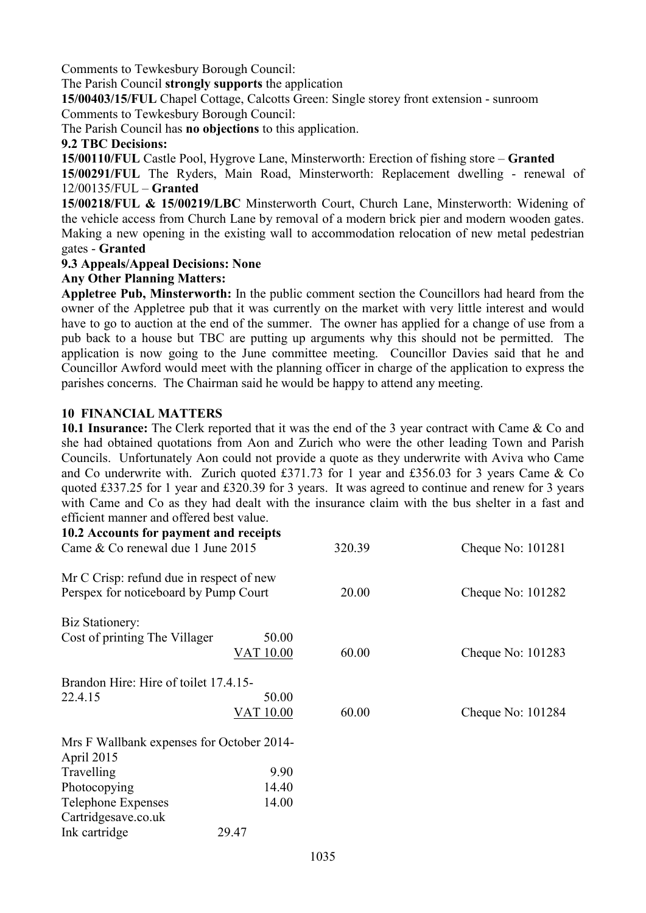Comments to Tewkesbury Borough Council:

The Parish Council **strongly supports** the application

**15/00403/15/FUL** Chapel Cottage, Calcotts Green: Single storey front extension - sunroom

Comments to Tewkesbury Borough Council:

The Parish Council has **no objections** to this application.

**9.2 TBC Decisions:**

**15/00110/FUL** Castle Pool, Hygrove Lane, Minsterworth: Erection of fishing store – **Granted**

**15/00291/FUL** The Ryders, Main Road, Minsterworth: Replacement dwelling - renewal of 12/00135/FUL – **Granted**

**15/00218/FUL & 15/00219/LBC** Minsterworth Court, Church Lane, Minsterworth: Widening of the vehicle access from Church Lane by removal of a modern brick pier and modern wooden gates. Making a new opening in the existing wall to accommodation relocation of new metal pedestrian gates - **Granted**

**9.3 Appeals/Appeal Decisions: None**

**Any Other Planning Matters:**

**Appletree Pub, Minsterworth:** In the public comment section the Councillors had heard from the owner of the Appletree pub that it was currently on the market with very little interest and would have to go to auction at the end of the summer. The owner has applied for a change of use from a pub back to a house but TBC are putting up arguments why this should not be permitted. The application is now going to the June committee meeting. Councillor Davies said that he and Councillor Awford would meet with the planning officer in charge of the application to express the parishes concerns. The Chairman said he would be happy to attend any meeting.

## 10 FINANCIAL MATTERS

**10.1 Insurance:** The Clerk reported that it was the end of the 3 year contract with Came & Co and she had obtained quotations from Aon and Zurich who were the other leading Town and Parish Councils. Unfortunately Aon could not provide a quote as they underwrite with Aviva who Came and Co underwrite with. Zurich quoted £371.73 for 1 year and £356.03 for 3 years Came & Co quoted £337.25 for 1 year and £320.39 for 3 years. It was agreed to continue and renew for 3 years with Came and Co as they had dealt with the insurance claim with the bus shelter in a fast and efficient manner and offered best value.

**10.2 Accounts for payment and receipts**

| | | | |
|---|---|---|---|
| Came & Co renewal due 1 June 2015 | | 320.39 | Cheque No: 101281 |
| Mr C Crisp: refund due in respect of new Perspex for noticeboard by Pump Court | | 20.00 | Cheque No: 101282 |
| Biz Stationery: | | | |
| Cost of printing The Villager | 50.00 | | |
| | VAT 10.00 | 60.00 | Cheque No: 101283 |
| Brandon Hire: Hire of toilet 17.4.15-22.4.15 | 50.00 | | |
| | VAT 10.00 | 60.00 | Cheque No: 101284 |
| Mrs F Wallbank expenses for October 2014-April 2015 | | | |
| Travelling | 9.90 | | |
| Photocopying | 14.40 | | |
| Telephone Expenses | 14.00 | | |
| Cartridgesave.co.uk | | | |
| Ink cartridge | 29.47 | | |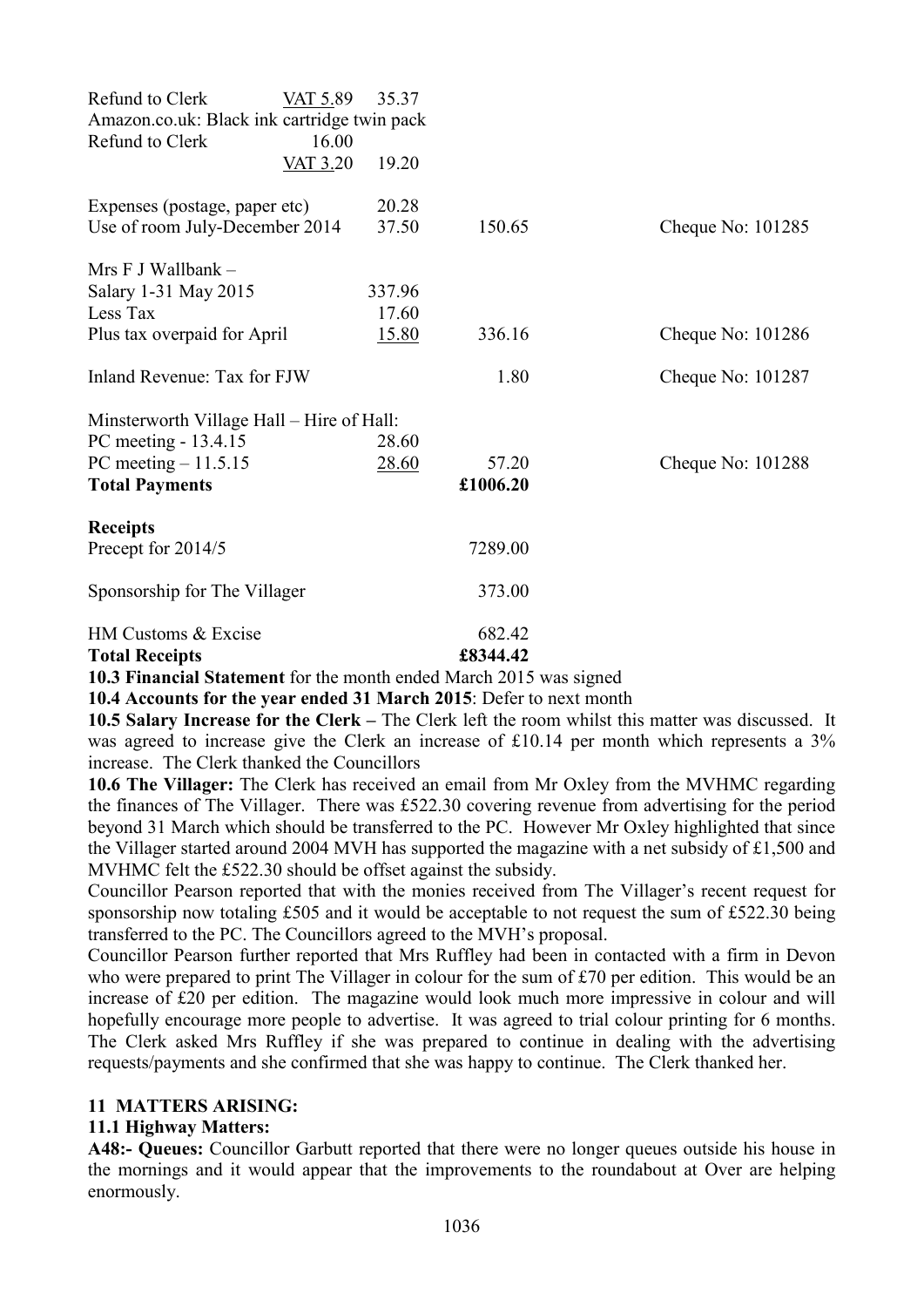| | | | | |
|---|---|---|---|---|
| Refund to Clerk | VAT 5.89 | 35.37 | | |
| Amazon.co.uk: Black ink cartridge twin pack | | | | |
| Refund to Clerk | 16.00 | | | |
| | VAT 3.20 | 19.20 | | |
| Expenses (postage, paper etc) | | 20.28 | | |
| Use of room July-December 2014 | | 37.50 | 150.65 | Cheque No: 101285 |
| Mrs F J Wallbank – | | | | |
| Salary 1-31 May 2015 | | 337.96 | | |
| Less Tax | | 17.60 | | |
| Plus tax overpaid for April | | 15.80 | 336.16 | Cheque No: 101286 |
| Inland Revenue: Tax for FJW | | | 1.80 | Cheque No: 101287 |
| Minsterworth Village Hall – Hire of Hall: | | | | |
| PC meeting - 13.4.15 | | 28.60 | | |
| PC meeting – 11.5.15 | | 28.60 | 57.20 | Cheque No: 101288 |
| **Total Payments** | | | **£1006.20** | |
| **Receipts** | | | | |
| Precept for 2014/5 | | | 7289.00 | |
| Sponsorship for The Villager | | | 373.00 | |
| HM Customs & Excise | | | 682.42 | |
| **Total Receipts** | | | **£8344.42** | |

**10.3 Financial Statement** for the month ended March 2015 was signed

**10.4 Accounts for the year ended 31 March 2015**: Defer to next month

**10.5 Salary Increase for the Clerk –** The Clerk left the room whilst this matter was discussed. It was agreed to increase give the Clerk an increase of £10.14 per month which represents a 3% increase. The Clerk thanked the Councillors

**10.6 The Villager:** The Clerk has received an email from Mr Oxley from the MVHMC regarding the finances of The Villager. There was £522.30 covering revenue from advertising for the period beyond 31 March which should be transferred to the PC. However Mr Oxley highlighted that since the Villager started around 2004 MVH has supported the magazine with a net subsidy of £1,500 and MVHMC felt the £522.30 should be offset against the subsidy.

Councillor Pearson reported that with the monies received from The Villager's recent request for sponsorship now totaling £505 and it would be acceptable to not request the sum of £522.30 being transferred to the PC. The Councillors agreed to the MVH's proposal.

Councillor Pearson further reported that Mrs Ruffley had been in contacted with a firm in Devon who were prepared to print The Villager in colour for the sum of £70 per edition. This would be an increase of £20 per edition. The magazine would look much more impressive in colour and will hopefully encourage more people to advertise. It was agreed to trial colour printing for 6 months. The Clerk asked Mrs Ruffley if she was prepared to continue in dealing with the advertising requests/payments and she confirmed that she was happy to continue. The Clerk thanked her.

## 11 MATTERS ARISING:

### 11.1 Highway Matters:

**A48:- Queues:** Councillor Garbutt reported that there were no longer queues outside his house in the mornings and it would appear that the improvements to the roundabout at Over are helping enormously.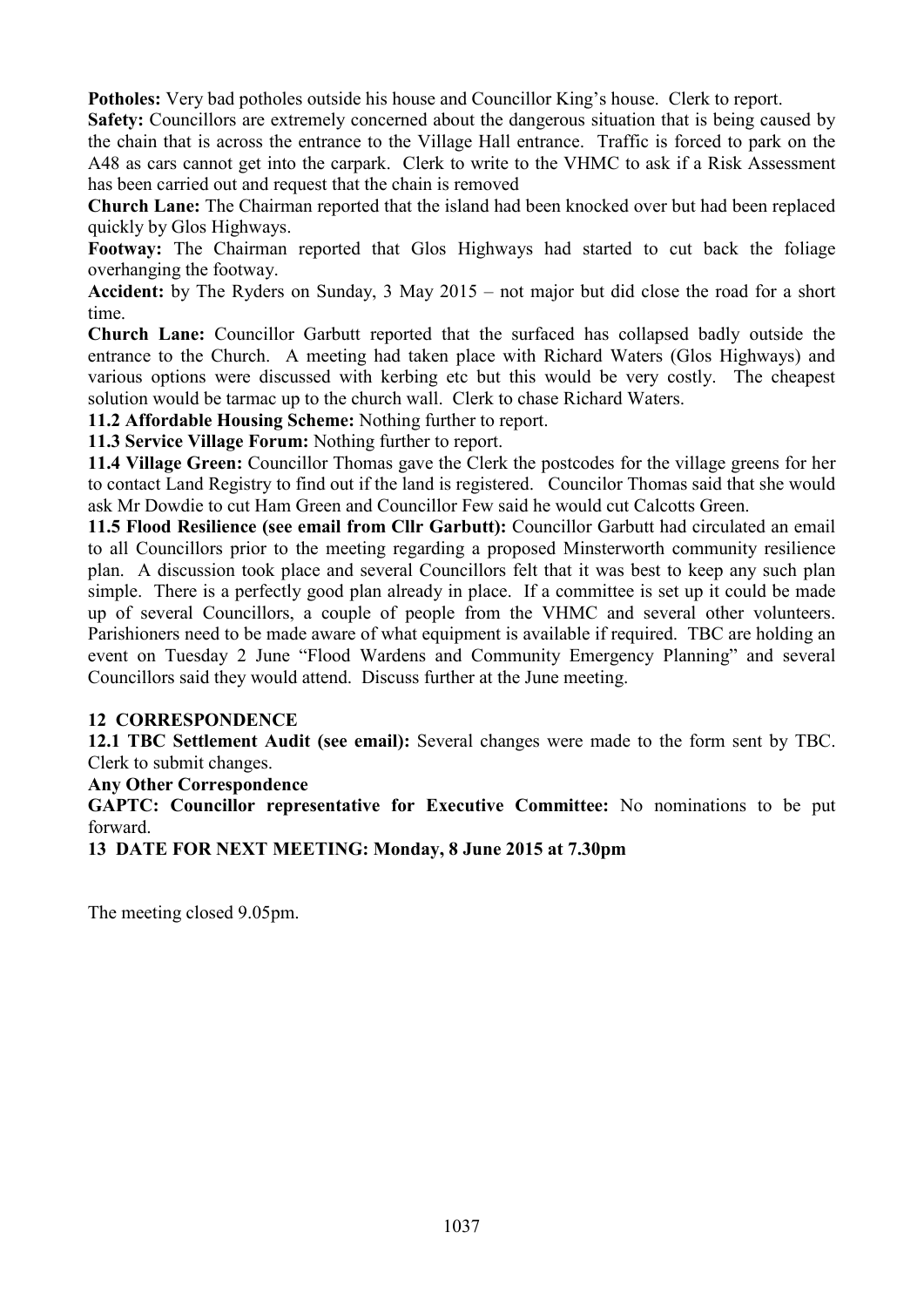**Potholes:** Very bad potholes outside his house and Councillor King's house. Clerk to report.

**Safety:** Councillors are extremely concerned about the dangerous situation that is being caused by the chain that is across the entrance to the Village Hall entrance. Traffic is forced to park on the A48 as cars cannot get into the carpark. Clerk to write to the VHMC to ask if a Risk Assessment has been carried out and request that the chain is removed

**Church Lane:** The Chairman reported that the island had been knocked over but had been replaced quickly by Glos Highways.

**Footway:** The Chairman reported that Glos Highways had started to cut back the foliage overhanging the footway.

**Accident:** by The Ryders on Sunday, 3 May 2015 – not major but did close the road for a short time.

**Church Lane:** Councillor Garbutt reported that the surfaced has collapsed badly outside the entrance to the Church. A meeting had taken place with Richard Waters (Glos Highways) and various options were discussed with kerbing etc but this would be very costly. The cheapest solution would be tarmac up to the church wall. Clerk to chase Richard Waters.

**11.2 Affordable Housing Scheme:** Nothing further to report.

**11.3 Service Village Forum:** Nothing further to report.

**11.4 Village Green:** Councillor Thomas gave the Clerk the postcodes for the village greens for her to contact Land Registry to find out if the land is registered. Councilor Thomas said that she would ask Mr Dowdie to cut Ham Green and Councillor Few said he would cut Calcotts Green.

**11.5 Flood Resilience (see email from Cllr Garbutt):** Councillor Garbutt had circulated an email to all Councillors prior to the meeting regarding a proposed Minsterworth community resilience plan. A discussion took place and several Councillors felt that it was best to keep any such plan simple. There is a perfectly good plan already in place. If a committee is set up it could be made up of several Councillors, a couple of people from the VHMC and several other volunteers. Parishioners need to be made aware of what equipment is available if required. TBC are holding an event on Tuesday 2 June "Flood Wardens and Community Emergency Planning" and several Councillors said they would attend. Discuss further at the June meeting.

## 12 CORRESPONDENCE

**12.1 TBC Settlement Audit (see email):** Several changes were made to the form sent by TBC. Clerk to submit changes.

**Any Other Correspondence**

**GAPTC: Councillor representative for Executive Committee:** No nominations to be put forward.

## 13 DATE FOR NEXT MEETING: Monday, 8 June 2015 at 7.30pm

The meeting closed 9.05pm.